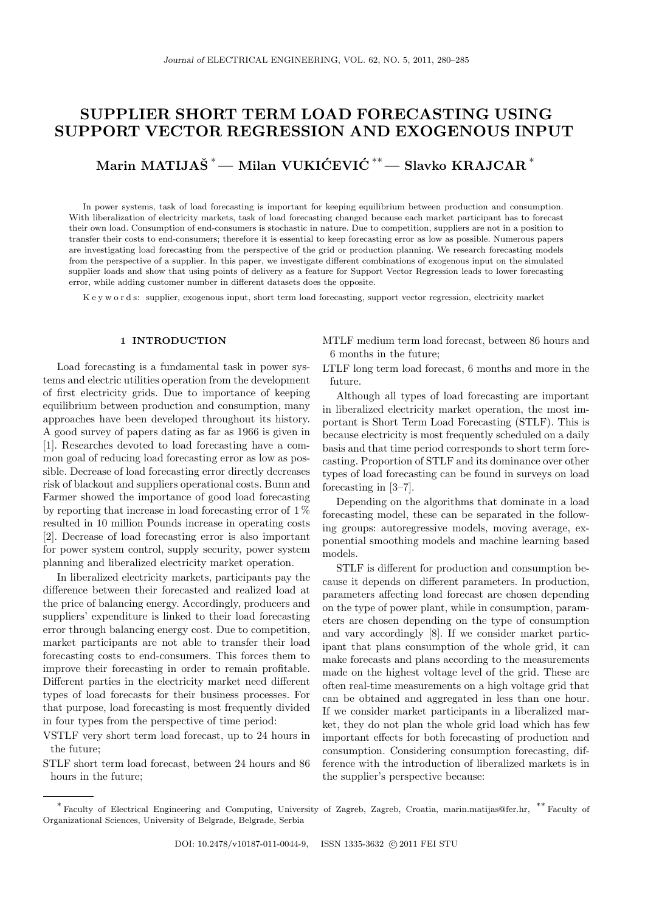# SUPPLIER SHORT TERM LOAD FORECASTING USING SUPPORT VECTOR REGRESSION AND EXOGENOUS INPUT

**Marin MATIJAŠ** [*] — **Milan VUKIĆEVIĆ** [**] — **Slavko KRAJCAR** [*]

In power systems, task of load forecasting is important for keeping equilibrium between production and consumption. With liberalization of electricity markets, task of load forecasting changed because each market participant has to forecast their own load. Consumption of end-consumers is stochastic in nature. Due to competition, suppliers are not in a position to transfer their costs to end-consumers; therefore it is essential to keep forecasting error as low as possible. Numerous papers are investigating load forecasting from the perspective of the grid or production planning. We research forecasting models from the perspective of a supplier. In this paper, we investigate different combinations of exogenous input on the simulated supplier loads and show that using points of delivery as a feature for Support Vector Regression leads to lower forecasting error, while adding customer number in different datasets does the opposite.

Keywords: supplier, exogenous input, short term load forecasting, support vector regression, electricity market

## 1 INTRODUCTION

Load forecasting is a fundamental task in power systems and electric utilities operation from the development of first electricity grids. Due to importance of keeping equilibrium between production and consumption, many approaches have been developed throughout its history. A good survey of papers dating as far as 1966 is given in [1]. Researches devoted to load forecasting have a common goal of reducing load forecasting error as low as possible. Decrease of load forecasting error directly decreases risk of blackout and suppliers operational costs. Bunn and Farmer showed the importance of good load forecasting by reporting that increase in load forecasting error of 1 % resulted in 10 million Pounds increase in operating costs [2]. Decrease of load forecasting error is also important for power system control, supply security, power system planning and liberalized electricity market operation.

In liberalized electricity markets, participants pay the difference between their forecasted and realized load at the price of balancing energy. Accordingly, producers and suppliers' expenditure is linked to their load forecasting error through balancing energy cost. Due to competition, market participants are not able to transfer their load forecasting costs to end-consumers. This forces them to improve their forecasting in order to remain profitable. Different parties in the electricity market need different types of load forecasts for their business processes. For that purpose, load forecasting is most frequently divided in four types from the perspective of time period:

VSTLF very short term load forecast, up to 24 hours in the future;

STLF short term load forecast, between 24 hours and 86 hours in the future;

MTLF medium term load forecast, between 86 hours and 6 months in the future;

LTLF long term load forecast, 6 months and more in the future.

Although all types of load forecasting are important in liberalized electricity market operation, the most important is Short Term Load Forecasting (STLF). This is because electricity is most frequently scheduled on a daily basis and that time period corresponds to short term forecasting. Proportion of STLF and its dominance over other types of load forecasting can be found in surveys on load forecasting in [3–7].

Depending on the algorithms that dominate in a load forecasting model, these can be separated in the following groups: autoregressive models, moving average, exponential smoothing models and machine learning based models.

STLF is different for production and consumption because it depends on different parameters. In production, parameters affecting load forecast are chosen depending on the type of power plant, while in consumption, parameters are chosen depending on the type of consumption and vary accordingly [8]. If we consider market participant that plans consumption of the whole grid, it can make forecasts and plans according to the measurements made on the highest voltage level of the grid. These are often real-time measurements on a high voltage grid that can be obtained and aggregated in less than one hour. If we consider market participants in a liberalized market, they do not plan the whole grid load which has few important effects for both forecasting of production and consumption. Considering consumption forecasting, difference with the introduction of liberalized markets is in the supplier's perspective because:

---

[*] Faculty of Electrical Engineering and Computing, University of Zagreb, Zagreb, Croatia, marin.matijas@fer.hr, [**] Faculty of Organizational Sciences, University of Belgrade, Belgrade, Serbia

DOI: 10.2478/v10187-011-0044-9, ISSN 1335-3632 © 2011 FEI STU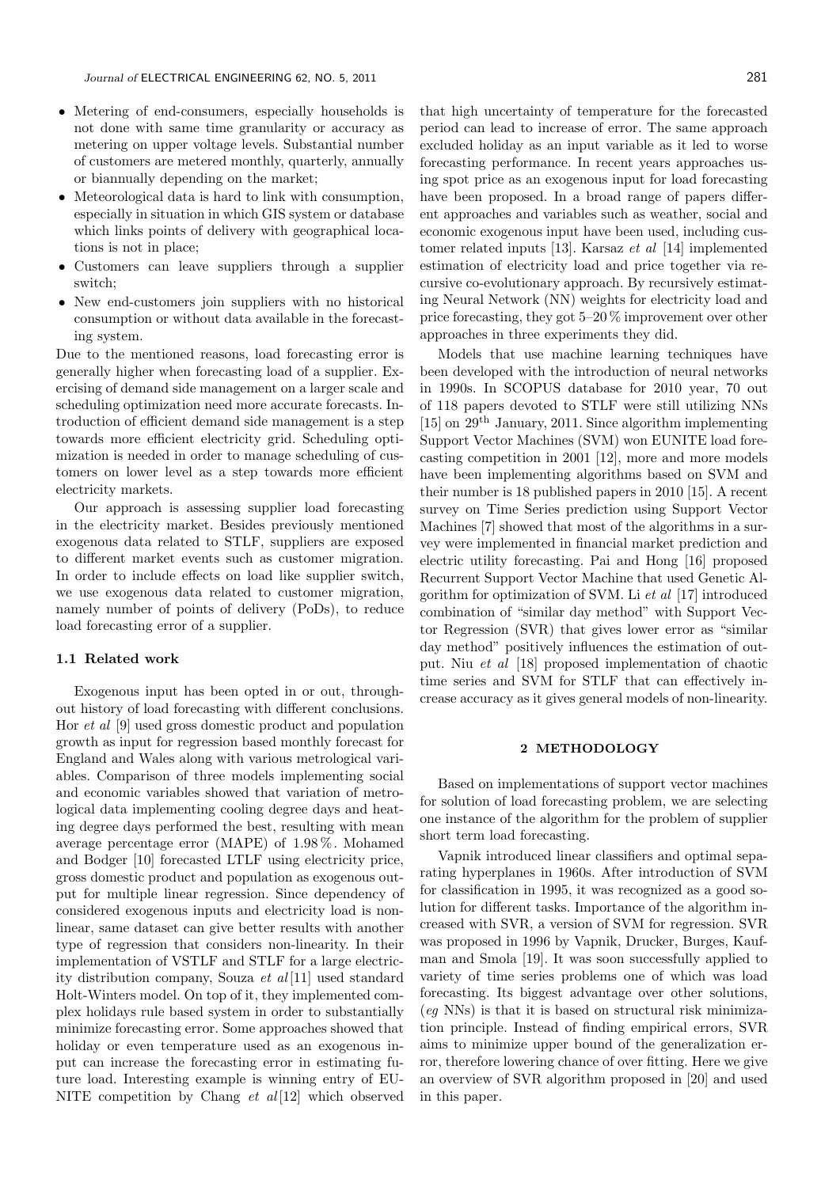- Metering of end-consumers, especially households is not done with same time granularity or accuracy as metering on upper voltage levels. Substantial number of customers are metered monthly, quarterly, annually or biannually depending on the market;
- Meteorological data is hard to link with consumption, especially in situation in which GIS system or database which links points of delivery with geographical locations is not in place;
- Customers can leave suppliers through a supplier switch;
- New end-customers join suppliers with no historical consumption or without data available in the forecasting system.

Due to the mentioned reasons, load forecasting error is generally higher when forecasting load of a supplier. Exercising of demand side management on a larger scale and scheduling optimization need more accurate forecasts. Introduction of efficient demand side management is a step towards more efficient electricity grid. Scheduling optimization is needed in order to manage scheduling of customers on lower level as a step towards more efficient electricity markets.

Our approach is assessing supplier load forecasting in the electricity market. Besides previously mentioned exogenous data related to STLF, suppliers are exposed to different market events such as customer migration. In order to include effects on load like supplier switch, we use exogenous data related to customer migration, namely number of points of delivery (PoDs), to reduce load forecasting error of a supplier.

### 1.1 Related work

Exogenous input has been opted in or out, throughout history of load forecasting with different conclusions. Hor *et al* [9] used gross domestic product and population growth as input for regression based monthly forecast for England and Wales along with various metrological variables. Comparison of three models implementing social and economic variables showed that variation of metrological data implementing cooling degree days and heating degree days performed the best, resulting with mean average percentage error (MAPE) of 1.98 %. Mohamed and Bodger [10] forecasted LTLF using electricity price, gross domestic product and population as exogenous output for multiple linear regression. Since dependency of considered exogenous inputs and electricity load is nonlinear, same dataset can give better results with another type of regression that considers non-linearity. In their implementation of VSTLF and STLF for a large electricity distribution company, Souza *et al* [11] used standard Holt-Winters model. On top of it, they implemented complex holidays rule based system in order to substantially minimize forecasting error. Some approaches showed that holiday or even temperature used as an exogenous input can increase the forecasting error in estimating future load. Interesting example is winning entry of EUNITE competition by Chang *et al* [12] which observed that high uncertainty of temperature for the forecasted period can lead to increase of error. The same approach excluded holiday as an input variable as it led to worse forecasting performance. In recent years approaches using spot price as an exogenous input for load forecasting have been proposed. In a broad range of papers different approaches and variables such as weather, social and economic exogenous input have been used, including customer related inputs [13]. Karsaz *et al* [14] implemented estimation of electricity load and price together via recursive co-evolutionary approach. By recursively estimating Neural Network (NN) weights for electricity load and price forecasting, they got 5–20 % improvement over other approaches in three experiments they did.

Models that use machine learning techniques have been developed with the introduction of neural networks in 1990s. In SCOPUS database for 2010 year, 70 out of 118 papers devoted to STLF were still utilizing NNs [15] on 29$^{\text{th}}$ January, 2011. Since algorithm implementing Support Vector Machines (SVM) won EUNITE load forecasting competition in 2001 [12], more and more models have been implementing algorithms based on SVM and their number is 18 published papers in 2010 [15]. A recent survey on Time Series prediction using Support Vector Machines [7] showed that most of the algorithms in a survey were implemented in financial market prediction and electric utility forecasting. Pai and Hong [16] proposed Recurrent Support Vector Machine that used Genetic Algorithm for optimization of SVM. Li *et al* [17] introduced combination of "similar day method" with Support Vector Regression (SVR) that gives lower error as "similar day method" positively influences the estimation of output. Niu *et al* [18] proposed implementation of chaotic time series and SVM for STLF that can effectively increase accuracy as it gives general models of non-linearity.

## 2 METHODOLOGY

Based on implementations of support vector machines for solution of load forecasting problem, we are selecting one instance of the algorithm for the problem of supplier short term load forecasting.

Vapnik introduced linear classifiers and optimal separating hyperplanes in 1960s. After introduction of SVM for classification in 1995, it was recognized as a good solution for different tasks. Importance of the algorithm increased with SVR, a version of SVM for regression. SVR was proposed in 1996 by Vapnik, Drucker, Burges, Kaufman and Smola [19]. It was soon successfully applied to variety of time series problems one of which was load forecasting. Its biggest advantage over other solutions, (*eg* NNs) is that it is based on structural risk minimization principle. Instead of finding empirical errors, SVR aims to minimize upper bound of the generalization error, therefore lowering chance of over fitting. Here we give an overview of SVR algorithm proposed in [20] and used in this paper.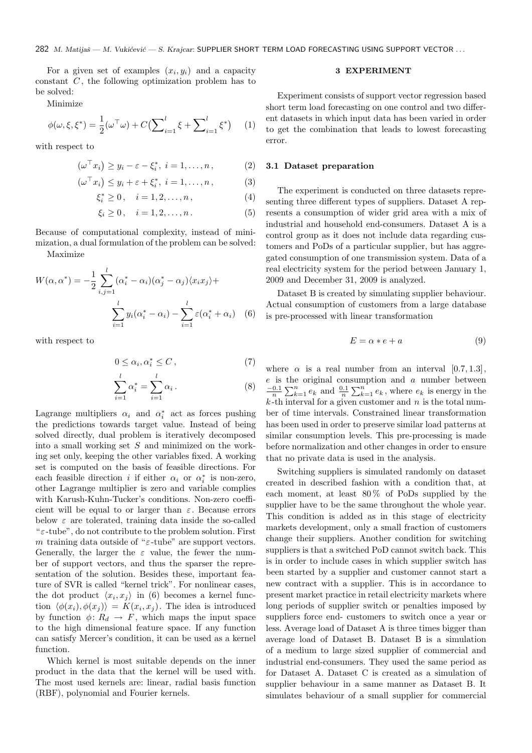For a given set of examples $(x_i, y_i)$ and a capacity constant $C$, the following optimization problem has to be solved:

Minimize

$$\phi(\omega, \xi, \xi^*) = \frac{1}{2}(\omega^\top \omega) + C\Big(\sum_{i=1}^{l} \xi + \sum_{i=1}^{l} \xi^*\Big) \quad (1)$$

with respect to

$$(\omega^\top x_i) \geq y_i - \varepsilon - \xi_i^*,\ i = 1, \ldots, n, \quad (2)$$

$$(\omega^\top x_i) \leq y_i + \varepsilon + \xi_i^*,\ i = 1, \ldots, n, \quad (3)$$

$$\xi_i^* \geq 0, \quad i = 1, 2, \ldots, n, \quad (4)$$

$$\xi_i \geq 0, \quad i = 1, 2, \ldots, n. \quad (5)$$

Because of computational complexity, instead of minimization, a dual formulation of the problem can be solved:

Maximize

$$W(\alpha, \alpha^*) = -\frac{1}{2} \sum_{i,j=1}^{l} (\alpha_i^* - \alpha_i)(\alpha_j^* - \alpha_j)\langle x_i x_j \rangle + \sum_{i=1}^{l} y_i(\alpha_i^* - \alpha_i) - \sum_{i=1}^{l} \varepsilon(\alpha_i^* + \alpha_i) \quad (6)$$

with respect to

$$0 \leq \alpha_i, \alpha_i^* \leq C, \quad (7)$$

$$\sum_{i=1}^{l} \alpha_i^* = \sum_{i=1}^{l} \alpha_i. \quad (8)$$

Lagrange multipliers $\alpha_i$ and $\alpha_i^*$ act as forces pushing the predictions towards target value. Instead of being solved directly, dual problem is iteratively decomposed into a small working set $S$ and minimized on the working set only, keeping the other variables fixed. A working set is computed on the basis of feasible directions. For each feasible direction $i$ if either $\alpha_i$ or $\alpha_i^*$ is non-zero, other Lagrange multiplier is zero and variable complies with Karush-Kuhn-Tucker's conditions. Non-zero coefficient will be equal to or larger than $\varepsilon$. Because errors below $\varepsilon$ are tolerated, training data inside the so-called "$\varepsilon$-tube", do not contribute to the problem solution. First $m$ training data outside of "$\varepsilon$-tube" are support vectors. Generally, the larger the $\varepsilon$ value, the fewer the number of support vectors, and thus the sparser the representation of the solution. Besides these, important feature of SVR is called "kernel trick". For nonlinear cases, the dot product $\langle x_i, x_j \rangle$ in (6) becomes a kernel function $\langle \phi(x_i), \phi(x_j) \rangle = K(x_i, x_j)$. The idea is introduced by function $\phi\colon R_d \to F$, which maps the input space to the high dimensional feature space. If any function can satisfy Mercer's condition, it can be used as a kernel function.

Which kernel is most suitable depends on the inner product in the data that the kernel will be used with. The most used kernels are: linear, radial basis function (RBF), polynomial and Fourier kernels.

## 3 EXPERIMENT

Experiment consists of support vector regression based short term load forecasting on one control and two different datasets in which input data has been varied in order to get the combination that leads to lowest forecasting error.

### 3.1 Dataset preparation

The experiment is conducted on three datasets representing three different types of suppliers. Dataset A represents a consumption of wider grid area with a mix of industrial and household end-consumers. Dataset A is a control group as it does not include data regarding customers and PoDs of a particular supplier, but has aggregated consumption of one transmission system. Data of a real electricity system for the period between January 1, 2009 and December 31, 2009 is analyzed.

Dataset B is created by simulating supplier behaviour. Actual consumption of customers from a large database is pre-processed with linear transformation

$$E = \alpha * e + a \quad (9)$$

where $\alpha$ is a real number from an interval $[0.7, 1.3]$, $e$ is the original consumption and $a$ number between $\frac{-0.1}{n}\sum_{k=1}^{n} e_k$ and $\frac{0.1}{n}\sum_{k=1}^{n} e_k$, where $e_k$ is energy in the $k$-th interval for a given customer and $n$ is the total number of time intervals. Constrained linear transformation has been used in order to preserve similar load patterns at similar consumption levels. This pre-processing is made before normalization and other changes in order to ensure that no private data is used in the analysis.

Switching suppliers is simulated randomly on dataset created in described fashion with a condition that, at each moment, at least 80 % of PoDs supplied by the supplier have to be the same throughout the whole year. This condition is added as in this stage of electricity markets development, only a small fraction of customers change their suppliers. Another condition for switching suppliers is that a switched PoD cannot switch back. This is in order to include cases in which supplier switch has been started by a supplier and customer cannot start a new contract with a supplier. This is in accordance to present market practice in retail electricity markets where long periods of supplier switch or penalties imposed by suppliers force end- customers to switch once a year or less. Average load of Dataset A is three times bigger than average load of Dataset B. Dataset B is a simulation of a medium to large sized supplier of commercial and industrial end-consumers. They used the same period as for Dataset A. Dataset C is created as a simulation of supplier behaviour in a same manner as Dataset B. It simulates behaviour of a small supplier for commercial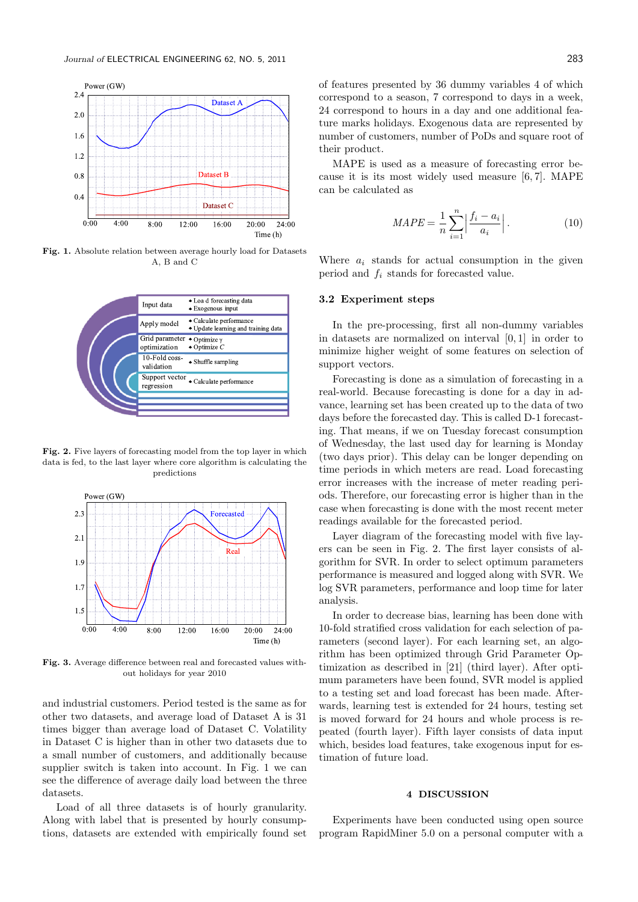Fig. 1. Absolute relation between average hourly load for Datasets A, B and C

Fig. 2. Five layers of forecasting model from the top layer in which data is fed, to the last layer where core algorithm is calculating the predictions

Fig. 3. Average difference between real and forecasted values without holidays for year 2010

and industrial customers. Period tested is the same as for other two datasets, and average load of Dataset A is 31 times bigger than average load of Dataset C. Volatility in Dataset C is higher than in other two datasets due to a small number of customers, and additionally because supplier switch is taken into account. In Fig. 1 we can see the difference of average daily load between the three datasets.

Load of all three datasets is of hourly granularity. Along with label that is presented by hourly consumptions, datasets are extended with empirically found set of features presented by 36 dummy variables 4 of which correspond to a season, 7 correspond to days in a week, 24 correspond to hours in a day and one additional feature marks holidays. Exogenous data are represented by number of customers, number of PoDs and square root of their product.

MAPE is used as a measure of forecasting error because it is its most widely used measure [6, 7]. MAPE can be calculated as

$$MAPE = \frac{1}{n}\sum_{i=1}^{n}\left|\frac{f_i - a_i}{a_i}\right|. \tag{10}$$

Where $a_i$ stands for actual consumption in the given period and $f_i$ stands for forecasted value.

### 3.2 Experiment steps

In the pre-processing, first all non-dummy variables in datasets are normalized on interval $[0, 1]$ in order to minimize higher weight of some features on selection of support vectors.

Forecasting is done as a simulation of forecasting in a real-world. Because forecasting is done for a day in advance, learning set has been created up to the data of two days before the forecasted day. This is called D-1 forecasting. That means, if we on Tuesday forecast consumption of Wednesday, the last used day for learning is Monday (two days prior). This delay can be longer depending on time periods in which meters are read. Load forecasting error increases with the increase of meter reading periods. Therefore, our forecasting error is higher than in the case when forecasting is done with the most recent meter readings available for the forecasted period.

Layer diagram of the forecasting model with five layers can be seen in Fig. 2. The first layer consists of algorithm for SVR. In order to select optimum parameters performance is measured and logged along with SVR. We log SVR parameters, performance and loop time for later analysis.

In order to decrease bias, learning has been done with 10-fold stratified cross validation for each selection of parameters (second layer). For each learning set, an algorithm has been optimized through Grid Parameter Optimization as described in [21] (third layer). After optimum parameters have been found, SVR model is applied to a testing set and load forecast has been made. Afterwards, learning test is extended for 24 hours, testing set is moved forward for 24 hours and whole process is repeated (fourth layer). Fifth layer consists of data input which, besides load features, take exogenous input for estimation of future load.

## 4 DISCUSSION

Experiments have been conducted using open source program RapidMiner 5.0 on a personal computer with a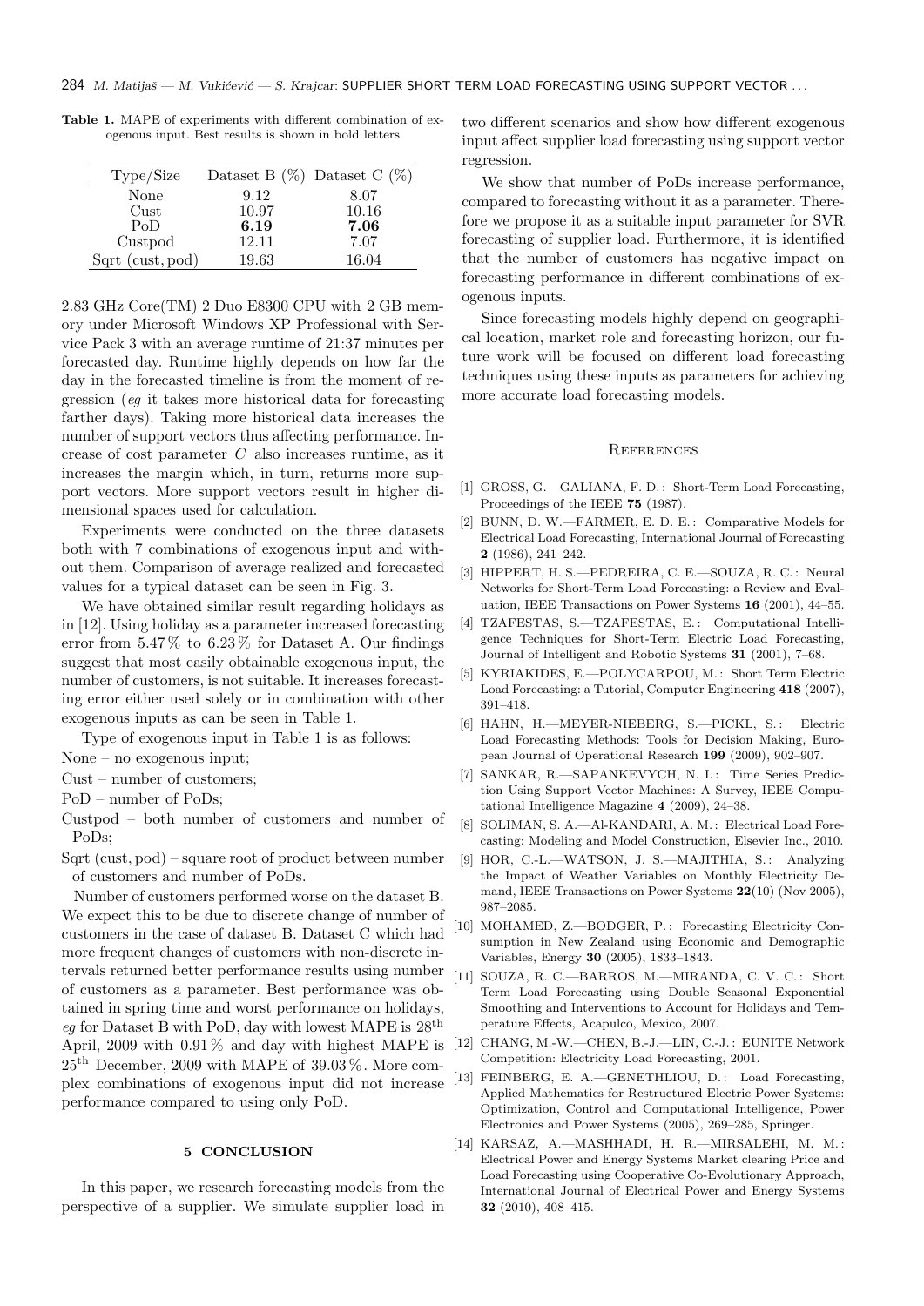**Table 1.** MAPE of experiments with different combination of exogenous input. Best results is shown in bold letters

| Type/Size | Dataset B (%) | Dataset C (%) |
|---|---|---|
| None | 9.12 | 8.07 |
| Cust | 10.97 | 10.16 |
| PoD | **6.19** | **7.06** |
| Custpod | 12.11 | 7.07 |
| Sqrt (cust, pod) | 19.63 | 16.04 |

2.83 GHz Core(TM) 2 Duo E8300 CPU with 2 GB memory under Microsoft Windows XP Professional with Service Pack 3 with an average runtime of 21:37 minutes per forecasted day. Runtime highly depends on how far the day in the forecasted timeline is from the moment of regression (*eg* it takes more historical data for forecasting farther days). Taking more historical data increases the number of support vectors thus affecting performance. Increase of cost parameter $C$ also increases runtime, as it increases the margin which, in turn, returns more support vectors. More support vectors result in higher dimensional spaces used for calculation.

Experiments were conducted on the three datasets both with 7 combinations of exogenous input and without them. Comparison of average realized and forecasted values for a typical dataset can be seen in Fig. 3.

We have obtained similar result regarding holidays as in [12]. Using holiday as a parameter increased forecasting error from 5.47 % to 6.23 % for Dataset A. Our findings suggest that most easily obtainable exogenous input, the number of customers, is not suitable. It increases forecasting error either used solely or in combination with other exogenous inputs as can be seen in Table 1.

Type of exogenous input in Table 1 is as follows:

None – no exogenous input;

Cust – number of customers;

PoD – number of PoDs;

Custpod – both number of customers and number of PoDs;

Sqrt (cust, pod) – square root of product between number of customers and number of PoDs.

Number of customers performed worse on the dataset B. We expect this to be due to discrete change of number of customers in the case of dataset B. Dataset C which had more frequent changes of customers with non-discrete intervals returned better performance results using number of customers as a parameter. Best performance was obtained in spring time and worst performance on holidays, *eg* for Dataset B with PoD, day with lowest MAPE is 28th April, 2009 with 0.91 % and day with highest MAPE is 25th December, 2009 with MAPE of 39.03 %. More complex combinations of exogenous input did not increase performance compared to using only PoD.

## 5 CONCLUSION

In this paper, we research forecasting models from the perspective of a supplier. We simulate supplier load in two different scenarios and show how different exogenous input affect supplier load forecasting using support vector regression.

We show that number of PoDs increase performance, compared to forecasting without it as a parameter. Therefore we propose it as a suitable input parameter for SVR forecasting of supplier load. Furthermore, it is identified that the number of customers has negative impact on forecasting performance in different combinations of exogenous inputs.

Since forecasting models highly depend on geographical location, market role and forecasting horizon, our future work will be focused on different load forecasting techniques using these inputs as parameters for achieving more accurate load forecasting models.

## References

[1] GROSS, G.—GALIANA, F. D.: Short-Term Load Forecasting, Proceedings of the IEEE **75** (1987).

[2] BUNN, D. W.—FARMER, E. D. E.: Comparative Models for Electrical Load Forecasting, International Journal of Forecasting **2** (1986), 241–242.

[3] HIPPERT, H. S.—PEDREIRA, C. E.—SOUZA, R. C.: Neural Networks for Short-Term Load Forecasting: a Review and Evaluation, IEEE Transactions on Power Systems **16** (2001), 44–55.

[4] TZAFESTAS, S.—TZAFESTAS, E.: Computational Intelligence Techniques for Short-Term Electric Load Forecasting, Journal of Intelligent and Robotic Systems **31** (2001), 7–68.

[5] KYRIAKIDES, E.—POLYCARPOU, M.: Short Term Electric Load Forecasting: a Tutorial, Computer Engineering **418** (2007), 391–418.

[6] HAHN, H.—MEYER-NIEBERG, S.—PICKL, S.: Electric Load Forecasting Methods: Tools for Decision Making, European Journal of Operational Research **199** (2009), 902–907.

[7] SANKAR, R.—SAPANKEVYCH, N. I.: Time Series Prediction Using Support Vector Machines: A Survey, IEEE Computational Intelligence Magazine **4** (2009), 24–38.

[8] SOLIMAN, S. A.—Al-KANDARI, A. M.: Electrical Load Forecasting: Modeling and Model Construction, Elsevier Inc., 2010.

[9] HOR, C.-L.—WATSON, J. S.—MAJITHIA, S.: Analyzing the Impact of Weather Variables on Monthly Electricity Demand, IEEE Transactions on Power Systems **22**(10) (Nov 2005), 987–2085.

[10] MOHAMED, Z.—BODGER, P.: Forecasting Electricity Consumption in New Zealand using Economic and Demographic Variables, Energy **30** (2005), 1833–1843.

[11] SOUZA, R. C.—BARROS, M.—MIRANDA, C. V. C.: Short Term Load Forecasting using Double Seasonal Exponential Smoothing and Interventions to Account for Holidays and Temperature Effects, Acapulco, Mexico, 2007.

[12] CHANG, M.-W.—CHEN, B.-J.—LIN, C.-J.: EUNITE Network Competition: Electricity Load Forecasting, 2001.

[13] FEINBERG, E. A.—GENETHLIOU, D.: Load Forecasting, Applied Mathematics for Restructured Electric Power Systems: Optimization, Control and Computational Intelligence, Power Electronics and Power Systems (2005), 269–285, Springer.

[14] KARSAZ, A.—MASHHADI, H. R.—MIRSALEHI, M. M.: Electrical Power and Energy Systems Market clearing Price and Load Forecasting using Cooperative Co-Evolutionary Approach, International Journal of Electrical Power and Energy Systems **32** (2010), 408–415.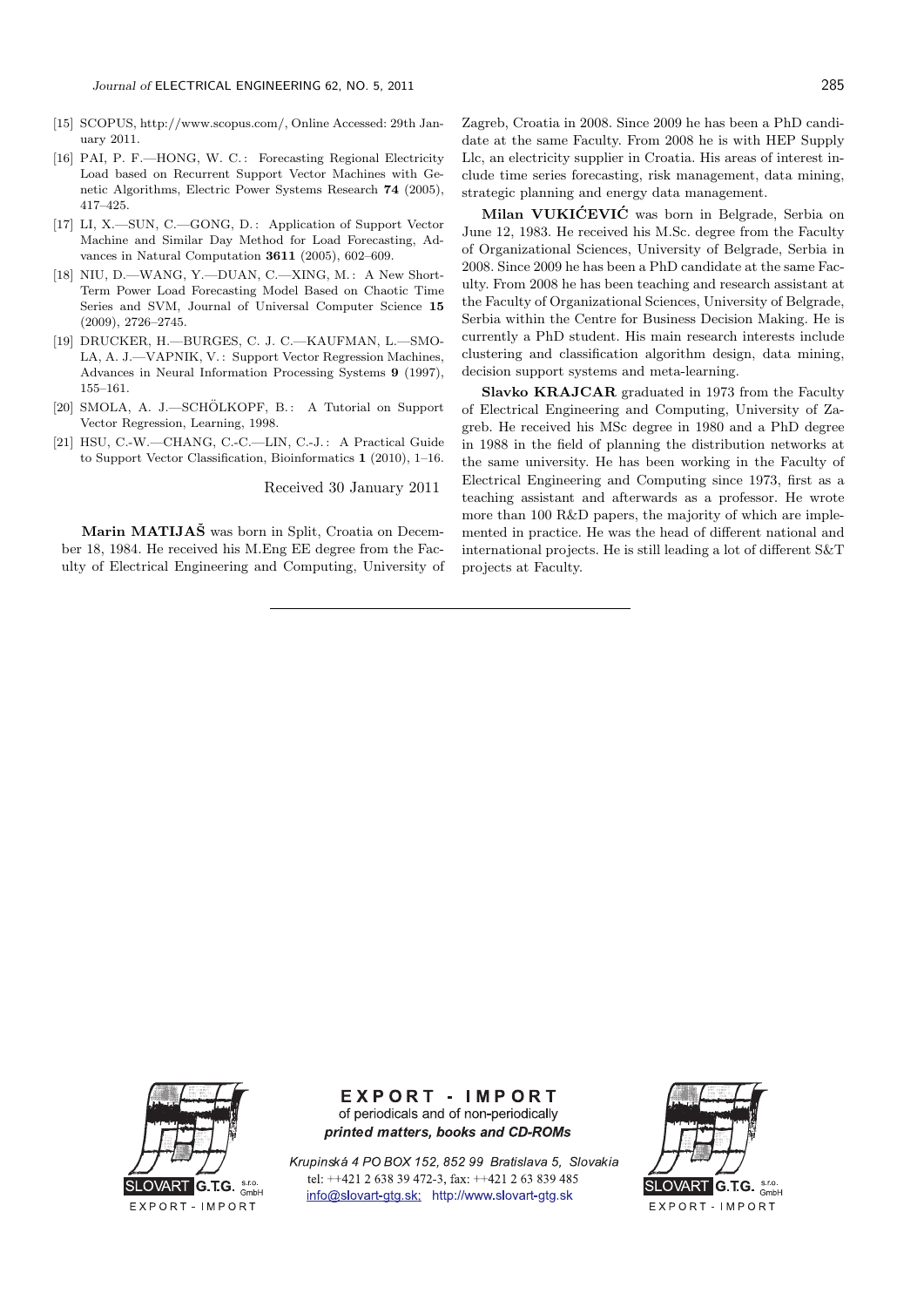[15] SCOPUS, http://www.scopus.com/, Online Accessed: 29th January 2011.

[16] PAI, P. F.—HONG, W. C. : Forecasting Regional Electricity Load based on Recurrent Support Vector Machines with Genetic Algorithms, Electric Power Systems Research **74** (2005), 417–425.

[17] LI, X.—SUN, C.—GONG, D. : Application of Support Vector Machine and Similar Day Method for Load Forecasting, Advances in Natural Computation **3611** (2005), 602–609.

[18] NIU, D.—WANG, Y.—DUAN, C.—XING, M. : A New Short-Term Power Load Forecasting Model Based on Chaotic Time Series and SVM, Journal of Universal Computer Science **15** (2009), 2726–2745.

[19] DRUCKER, H.—BURGES, C. J. C.—KAUFMAN, L.—SMOLA, A. J.—VAPNIK, V. : Support Vector Regression Machines, Advances in Neural Information Processing Systems **9** (1997), 155–161.

[20] SMOLA, A. J.—SCHÖLKOPF, B. : A Tutorial on Support Vector Regression, Learning, 1998.

[21] HSU, C.-W.—CHANG, C.-C.—LIN, C.-J. : A Practical Guide to Support Vector Classification, Bioinformatics **1** (2010), 1–16.

Received 30 January 2011

**Marin MATIJAŠ** was born in Split, Croatia on December 18, 1984. He received his M.Eng EE degree from the Faculty of Electrical Engineering and Computing, University of Zagreb, Croatia in 2008. Since 2009 he has been a PhD candidate at the same Faculty. From 2008 he is with HEP Supply Llc, an electricity supplier in Croatia. His areas of interest include time series forecasting, risk management, data mining, strategic planning and energy data management.

**Milan VUKIĆEVIĆ** was born in Belgrade, Serbia on June 12, 1983. He received his M.Sc. degree from the Faculty of Organizational Sciences, University of Belgrade, Serbia in 2008. Since 2009 he has been a PhD candidate at the same Faculty. From 2008 he has been teaching and research assistant at the Faculty of Organizational Sciences, University of Belgrade, Serbia within the Centre for Business Decision Making. He is currently a PhD student. His main research interests include clustering and classification algorithm design, data mining, decision support systems and meta-learning.

**Slavko KRAJCAR** graduated in 1973 from the Faculty of Electrical Engineering and Computing, University of Zagreb. He received his MSc degree in 1980 and a PhD degree in 1988 in the field of planning the distribution networks at the same university. He has been working in the Faculty of Electrical Engineering and Computing since 1973, first as a teaching assistant and afterwards as a professor. He wrote more than 100 R&D papers, the majority of which are implemented in practice. He was the head of different national and international projects. He is still leading a lot of different S&T projects at Faculty.

---

SLOVART G.T.G. s.r.o. GmbH
EXPORT - IMPORT

**EXPORT - IMPORT**
of periodicals and of non-periodically
***printed matters, books and CD-ROMs***

*Krupinská 4 PO BOX 152, 852 99 Bratislava 5, Slovakia*
tel: ++421 2 638 39 472-3, fax: ++421 2 63 839 485
info@slovart-gtg.sk; http://www.slovart-gtg.sk

SLOVART G.T.G. s.r.o. GmbH
EXPORT - IMPORT